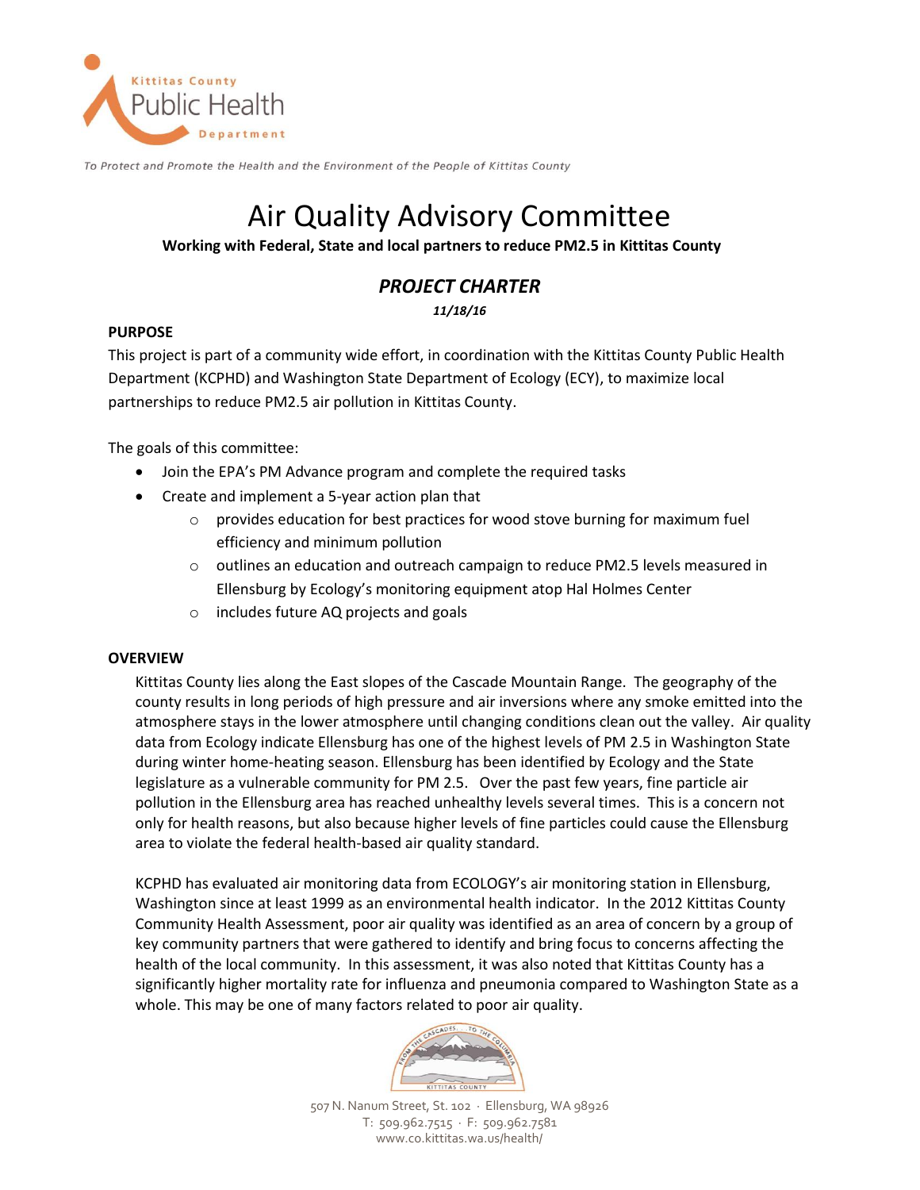Kittitas County Public Health Department

*To Protect and Promote the Health and the Environment of the People of Kittitas County*

# Air Quality Advisory Committee

**Working with Federal, State and local partners to reduce PM2.5 in Kittitas County**

## *PROJECT CHARTER*

***11/18/16***

**PURPOSE**

This project is part of a community wide effort, in coordination with the Kittitas County Public Health Department (KCPHD) and Washington State Department of Ecology (ECY), to maximize local partnerships to reduce PM2.5 air pollution in Kittitas County.

The goals of this committee:

- Join the EPA's PM Advance program and complete the required tasks
- Create and implement a 5-year action plan that
  - provides education for best practices for wood stove burning for maximum fuel efficiency and minimum pollution
  - outlines an education and outreach campaign to reduce PM2.5 levels measured in Ellensburg by Ecology's monitoring equipment atop Hal Holmes Center
  - includes future AQ projects and goals

**OVERVIEW**

Kittitas County lies along the East slopes of the Cascade Mountain Range. The geography of the county results in long periods of high pressure and air inversions where any smoke emitted into the atmosphere stays in the lower atmosphere until changing conditions clean out the valley. Air quality data from Ecology indicate Ellensburg has one of the highest levels of PM 2.5 in Washington State during winter home-heating season. Ellensburg has been identified by Ecology and the State legislature as a vulnerable community for PM 2.5. Over the past few years, fine particle air pollution in the Ellensburg area has reached unhealthy levels several times. This is a concern not only for health reasons, but also because higher levels of fine particles could cause the Ellensburg area to violate the federal health-based air quality standard.

KCPHD has evaluated air monitoring data from ECOLOGY's air monitoring station in Ellensburg, Washington since at least 1999 as an environmental health indicator. In the 2012 Kittitas County Community Health Assessment, poor air quality was identified as an area of concern by a group of key community partners that were gathered to identify and bring focus to concerns affecting the health of the local community. In this assessment, it was also noted that Kittitas County has a significantly higher mortality rate for influenza and pneumonia compared to Washington State as a whole. This may be one of many factors related to poor air quality.

507 N. Nanum Street, St. 102 · Ellensburg, WA 98926
T: 509.962.7515 · F: 509.962.7581
www.co.kittitas.wa.us/health/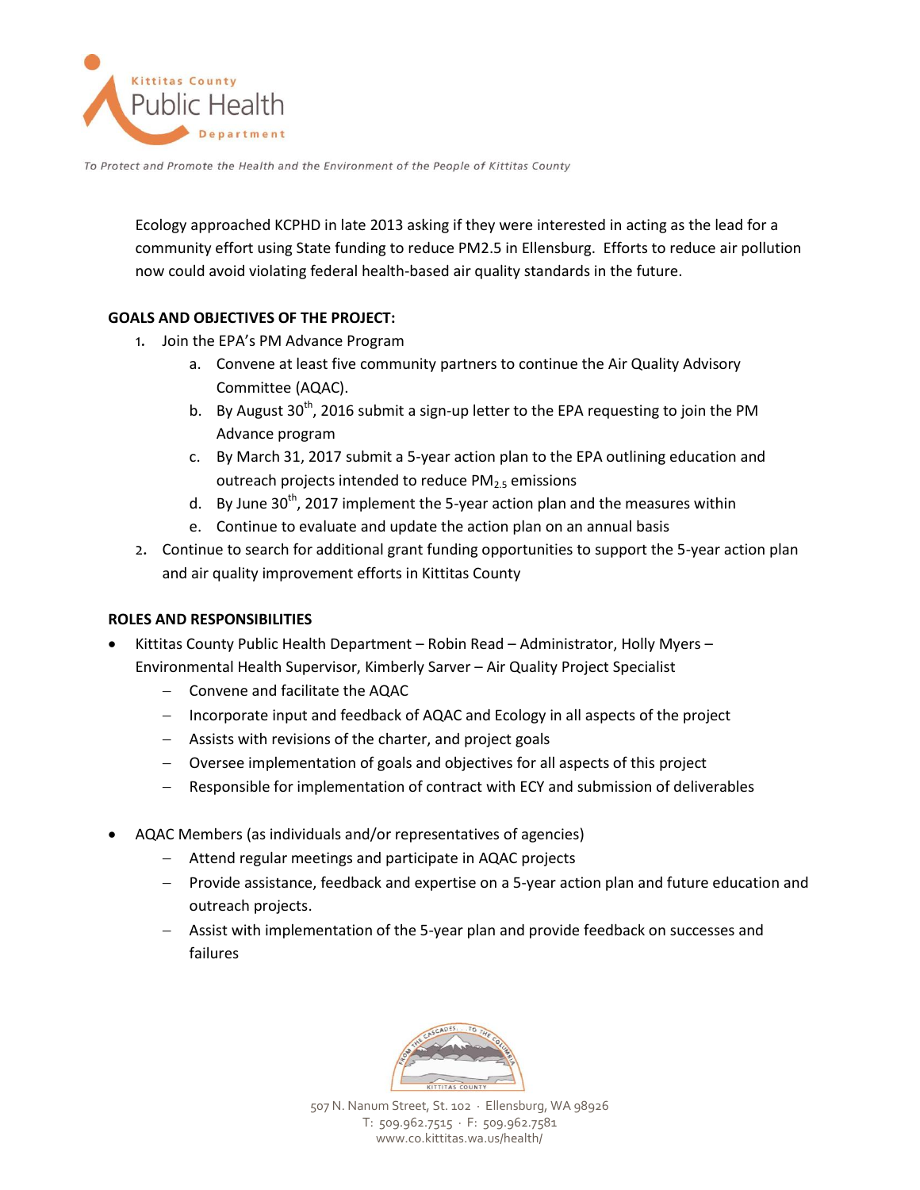Ecology approached KCPHD in late 2013 asking if they were interested in acting as the lead for a community effort using State funding to reduce PM2.5 in Ellensburg. Efforts to reduce air pollution now could avoid violating federal health-based air quality standards in the future.

**GOALS AND OBJECTIVES OF THE PROJECT:**

1. Join the EPA's PM Advance Program
   a. Convene at least five community partners to continue the Air Quality Advisory Committee (AQAC).
   b. By August 30th, 2016 submit a sign-up letter to the EPA requesting to join the PM Advance program
   c. By March 31, 2017 submit a 5-year action plan to the EPA outlining education and outreach projects intended to reduce $PM_{2.5}$ emissions
   d. By June 30th, 2017 implement the 5-year action plan and the measures within
   e. Continue to evaluate and update the action plan on an annual basis
2. Continue to search for additional grant funding opportunities to support the 5-year action plan and air quality improvement efforts in Kittitas County

**ROLES AND RESPONSIBILITIES**

- Kittitas County Public Health Department – Robin Read – Administrator, Holly Myers – Environmental Health Supervisor, Kimberly Sarver – Air Quality Project Specialist
  - Convene and facilitate the AQAC
  - Incorporate input and feedback of AQAC and Ecology in all aspects of the project
  - Assists with revisions of the charter, and project goals
  - Oversee implementation of goals and objectives for all aspects of this project
  - Responsible for implementation of contract with ECY and submission of deliverables

- AQAC Members (as individuals and/or representatives of agencies)
  - Attend regular meetings and participate in AQAC projects
  - Provide assistance, feedback and expertise on a 5-year action plan and future education and outreach projects.
  - Assist with implementation of the 5-year plan and provide feedback on successes and failures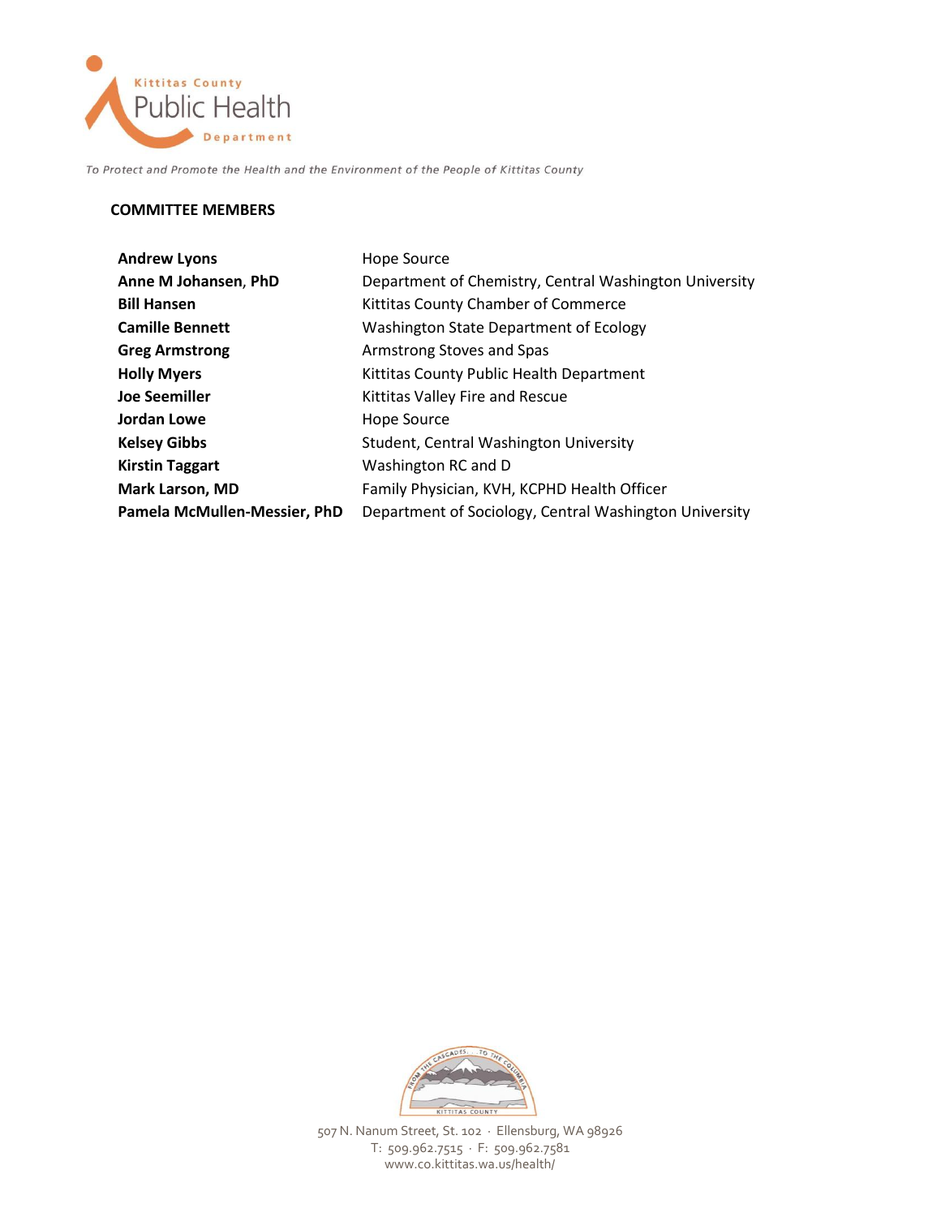## COMMITTEE MEMBERS

| | |
|---|---|
| **Andrew Lyons** | Hope Source |
| **Anne M Johansen**, **PhD** | Department of Chemistry, Central Washington University |
| **Bill Hansen** | Kittitas County Chamber of Commerce |
| **Camille Bennett** | Washington State Department of Ecology |
| **Greg Armstrong** | Armstrong Stoves and Spas |
| **Holly Myers** | Kittitas County Public Health Department |
| **Joe Seemiller** | Kittitas Valley Fire and Rescue |
| **Jordan Lowe** | Hope Source |
| **Kelsey Gibbs** | Student, Central Washington University |
| **Kirstin Taggart** | Washington RC and D |
| **Mark Larson, MD** | Family Physician, KVH, KCPHD Health Officer |
| **Pamela McMullen-Messier, PhD** | Department of Sociology, Central Washington University |